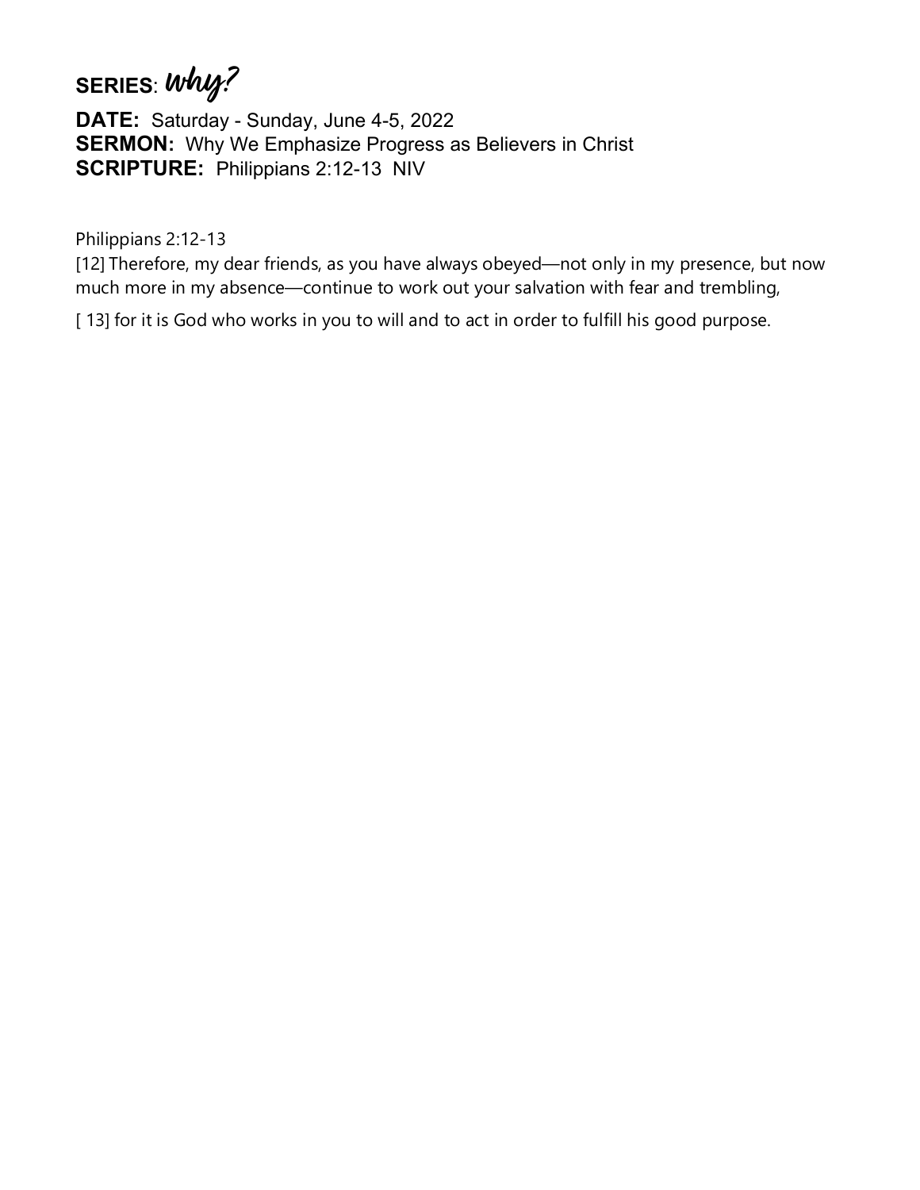**SERIES**: *Why?*

**DATE:** Saturday - Sunday, June 4-5, 2022
**SERMON:** Why We Emphasize Progress as Believers in Christ
**SCRIPTURE:** Philippians 2:12-13 NIV

Philippians 2:12-13
[12] Therefore, my dear friends, as you have always obeyed—not only in my presence, but now much more in my absence—continue to work out your salvation with fear and trembling,

[ 13] for it is God who works in you to will and to act in order to fulfill his good purpose.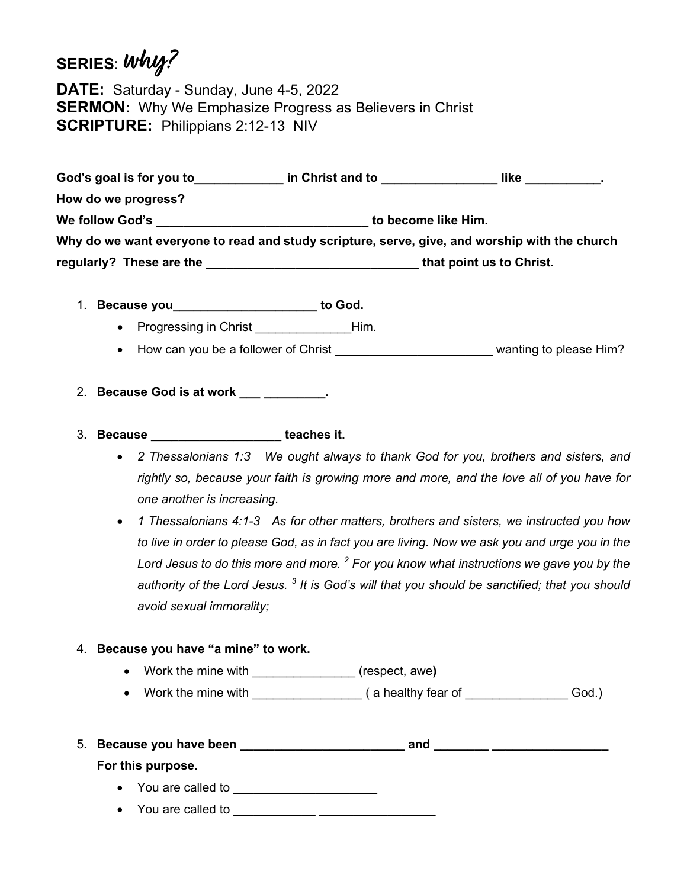**SERIES**: *Why?*

**DATE:** Saturday - Sunday, June 4-5, 2022
**SERMON:** Why We Emphasize Progress as Believers in Christ
**SCRIPTURE:** Philippians 2:12-13 NIV

**God's goal is for you to_____________ in Christ and to _________________ like ___________.**

**How do we progress?**

**We follow God's _______________________________ to become like Him.**

**Why do we want everyone to read and study scripture, serve, give, and worship with the church regularly? These are the ________________________________ that point us to Christ.**

1. **Because you_____________________ to God.**
   - Progressing in Christ ______________Him.
   - How can you be a follower of Christ _______________________ wanting to please Him?

2. **Because God is at work ___ _________.**

3. **Because ___________________ teaches it.**
   - *2 Thessalonians 1:3 We ought always to thank God for you, brothers and sisters, and rightly so, because your faith is growing more and more, and the love all of you have for one another is increasing.*
   - *1 Thessalonians 4:1-3 As for other matters, brothers and sisters, we instructed you how to live in order to please God, as in fact you are living. Now we ask you and urge you in the Lord Jesus to do this more and more. [2] For you know what instructions we gave you by the authority of the Lord Jesus. [3] It is God's will that you should be sanctified; that you should avoid sexual immorality;*

4. **Because you have "a mine" to work.**
   - Work the mine with _______________ (respect, awe**)**
   - Work the mine with ________________ ( a healthy fear of _______________ God.)

5. **Because you have been _________________________ and ________ _________________ For this purpose.**
   - You are called to _____________________
   - You are called to ____________ _________________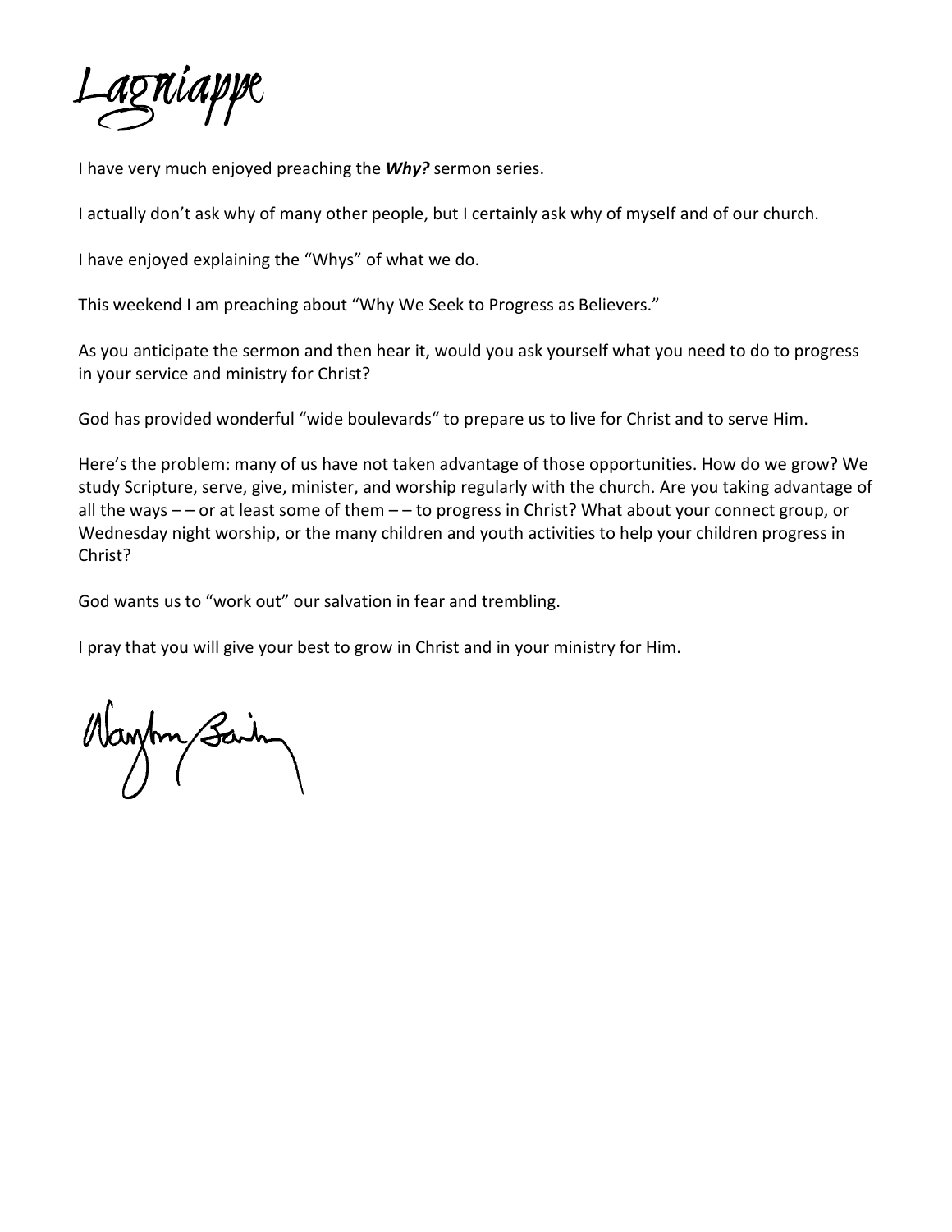# Lagniappe

I have very much enjoyed preaching the ***Why?*** sermon series.

I actually don't ask why of many other people, but I certainly ask why of myself and of our church.

I have enjoyed explaining the "Whys" of what we do.

This weekend I am preaching about "Why We Seek to Progress as Believers."

As you anticipate the sermon and then hear it, would you ask yourself what you need to do to progress in your service and ministry for Christ?

God has provided wonderful "wide boulevards" to prepare us to live for Christ and to serve Him.

Here's the problem: many of us have not taken advantage of those opportunities. How do we grow? We study Scripture, serve, give, minister, and worship regularly with the church. Are you taking advantage of all the ways – – or at least some of them – – to progress in Christ? What about your connect group, or Wednesday night worship, or the many children and youth activities to help your children progress in Christ?

God wants us to "work out" our salvation in fear and trembling.

I pray that you will give your best to grow in Christ and in your ministry for Him.

Waylon Bailey